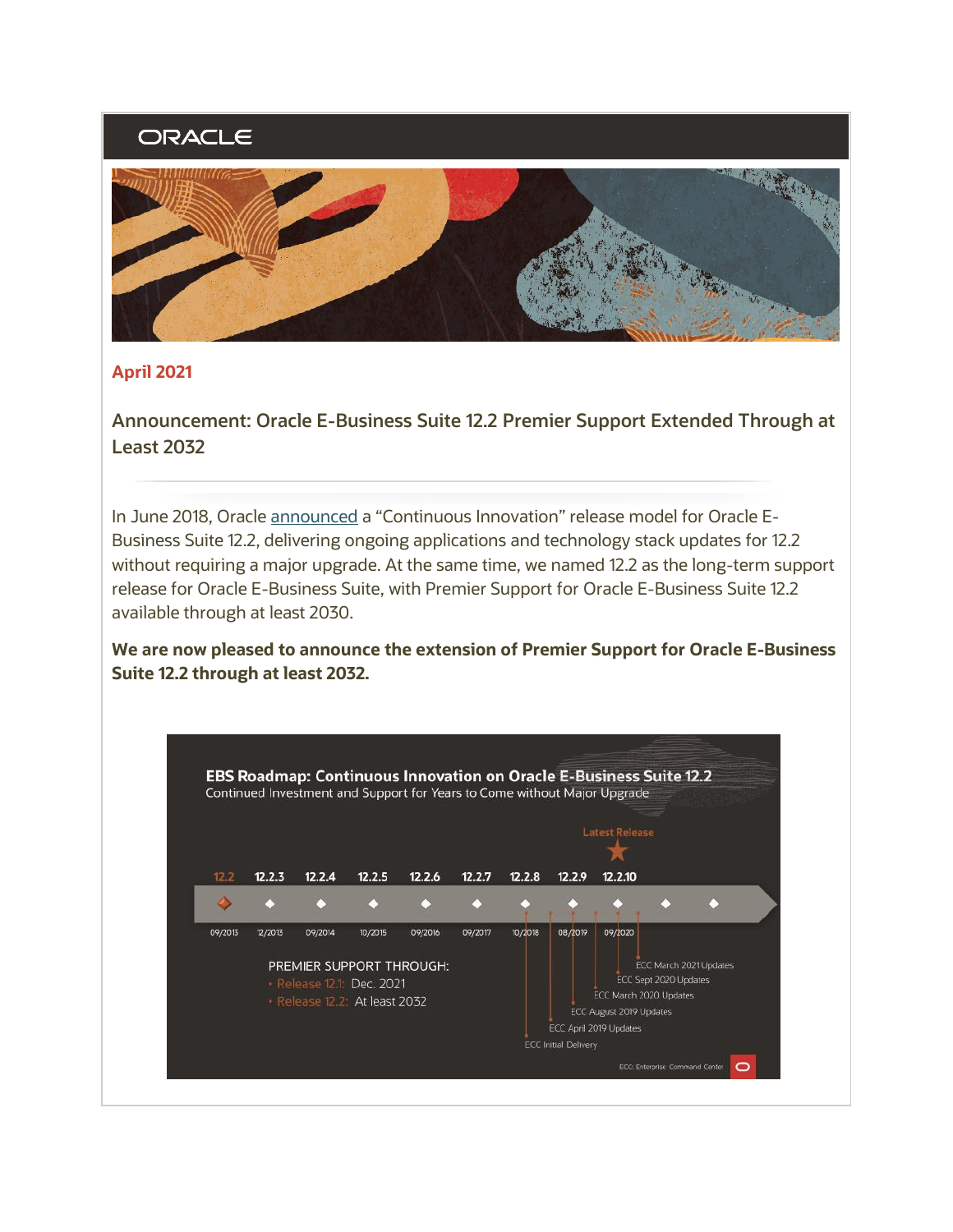ORACLE

**April 2021**

## Announcement: Oracle E-Business Suite 12.2 Premier Support Extended Through at Least 2032

In June 2018, Oracle announced a "Continuous Innovation" release model for Oracle E-Business Suite 12.2, delivering ongoing applications and technology stack updates for 12.2 without requiring a major upgrade. At the same time, we named 12.2 as the long-term support release for Oracle E-Business Suite, with Premier Support for Oracle E-Business Suite 12.2 available through at least 2030.

**We are now pleased to announce the extension of Premier Support for Oracle E-Business Suite 12.2 through at least 2032.**

**EBS Roadmap: Continuous Innovation on Oracle E-Business Suite 12.2**
Continued Investment and Support for Years to Come without Major Upgrade

Latest Release

| 12.2 | 12.2.3 | 12.2.4 | 12.2.5 | 12.2.6 | 12.2.7 | 12.2.8 | 12.2.9 | 12.2.10 |
|---|---|---|---|---|---|---|---|---|
| 09/2013 | 12/2013 | 09/2014 | 10/2015 | 09/2016 | 09/2017 | 10/2018 | 08/2019 | 09/2020 |

PREMIER SUPPORT THROUGH:
- Release 12.1: Dec. 2021
- Release 12.2: At least 2032

- ECC March 2021 Updates
- ECC Sept 2020 Updates
- ECC March 2020 Updates
- ECC August 2019 Updates
- ECC April 2019 Updates
- ECC Initial Delivery

ECC: Enterprise Command Center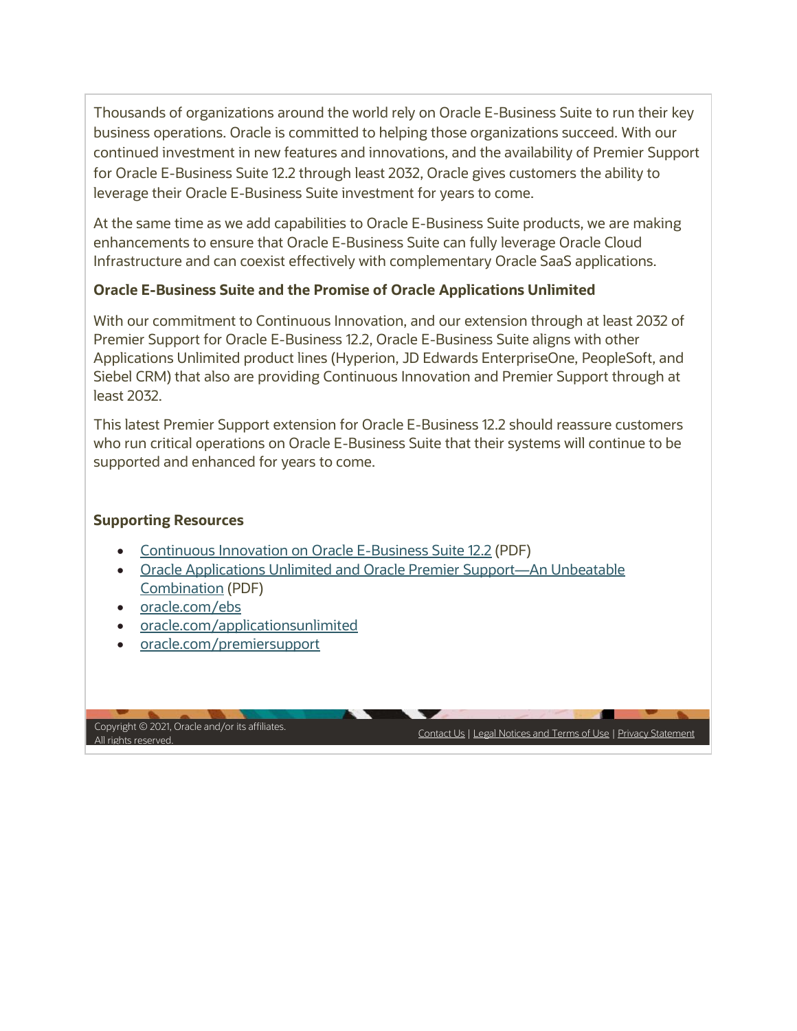Thousands of organizations around the world rely on Oracle E-Business Suite to run their key business operations. Oracle is committed to helping those organizations succeed. With our continued investment in new features and innovations, and the availability of Premier Support for Oracle E-Business Suite 12.2 through least 2032, Oracle gives customers the ability to leverage their Oracle E-Business Suite investment for years to come.

At the same time as we add capabilities to Oracle E-Business Suite products, we are making enhancements to ensure that Oracle E-Business Suite can fully leverage Oracle Cloud Infrastructure and can coexist effectively with complementary Oracle SaaS applications.

**Oracle E-Business Suite and the Promise of Oracle Applications Unlimited**

With our commitment to Continuous Innovation, and our extension through at least 2032 of Premier Support for Oracle E-Business 12.2, Oracle E-Business Suite aligns with other Applications Unlimited product lines (Hyperion, JD Edwards EnterpriseOne, PeopleSoft, and Siebel CRM) that also are providing Continuous Innovation and Premier Support through at least 2032.

This latest Premier Support extension for Oracle E-Business 12.2 should reassure customers who run critical operations on Oracle E-Business Suite that their systems will continue to be supported and enhanced for years to come.

**Supporting Resources**

- Continuous Innovation on Oracle E-Business Suite 12.2 (PDF)
- Oracle Applications Unlimited and Oracle Premier Support—An Unbeatable Combination (PDF)
- oracle.com/ebs
- oracle.com/applicationsunlimited
- oracle.com/premiersupport

Copyright © 2021, Oracle and/or its affiliates.
All rights reserved.

Contact Us | Legal Notices and Terms of Use | Privacy Statement